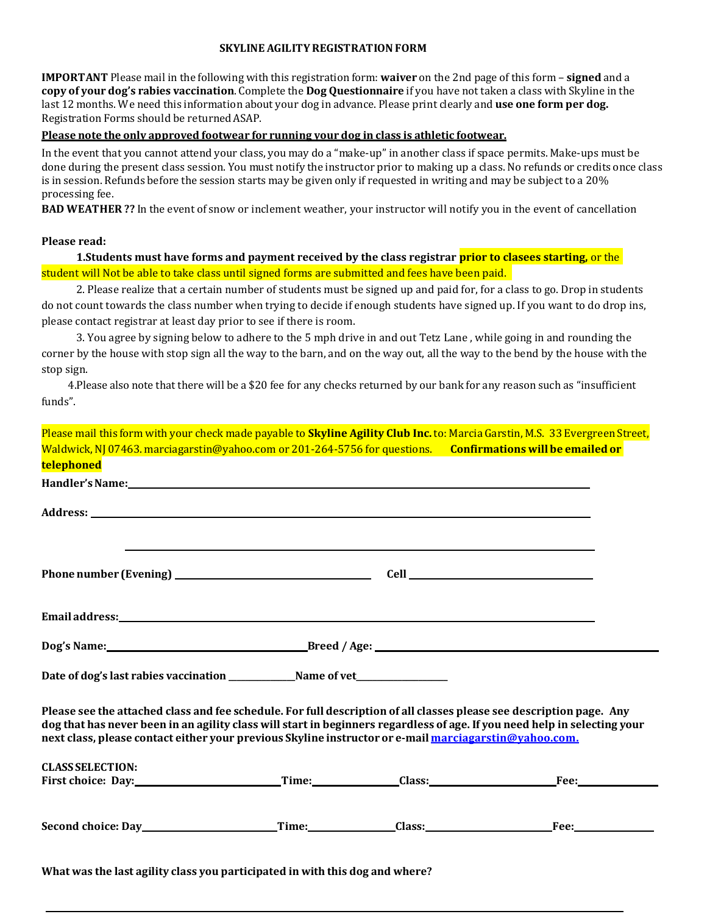# SKYLINE AGILITY REGISTRATION FORM

**IMPORTANT** Please mail in the following with this registration form: **waiver** on the 2nd page of this form – **signed** and a **copy of your dog's rabies vaccination**. Complete the **Dog Questionnaire** if you have not taken a class with Skyline in the last 12 months. We need this information about your dog in advance. Please print clearly and **use one form per dog.** Registration Forms should be returned ASAP.

**Please note the only approved footwear for running your dog in class is athletic footwear.**

In the event that you cannot attend your class, you may do a "make-up" in another class if space permits. Make-ups must be done during the present class session. You must notify the instructor prior to making up a class. No refunds or credits once class is in session. Refunds before the session starts may be given only if requested in writing and may be subject to a 20% processing fee.

**BAD WEATHER ??** In the event of snow or inclement weather, your instructor will notify you in the event of cancellation

**Please read:**

1. **Students must have forms and payment received by the class registrar prior to clasees starting,** or the student will Not be able to take class until signed forms are submitted and fees have been paid.

2. Please realize that a certain number of students must be signed up and paid for, for a class to go. Drop in students do not count towards the class number when trying to decide if enough students have signed up. If you want to do drop ins, please contact registrar at least day prior to see if there is room.

3. You agree by signing below to adhere to the 5 mph drive in and out Tetz Lane , while going in and rounding the corner by the house with stop sign all the way to the barn, and on the way out, all the way to the bend by the house with the stop sign.

4. Please also note that there will be a $20 fee for any checks returned by our bank for any reason such as "insufficient funds".

Please mail this form with your check made payable to **Skyline Agility Club Inc.** to: Marcia Garstin, M.S. 33 Evergreen Street, Waldwick, NJ 07463. marciagarstin@yahoo.com or 201-264-5756 for questions. **Confirmations will be emailed or telephoned**

**Handler's Name:** ______________________________________________

**Address:** ______________________________________________

______________________________________________

**Phone number (Evening)** ____________________ **Cell** ____________________

**Email address:** ______________________________________________

**Dog's Name:** ____________________ **Breed / Age:** ____________________

**Date of dog's last rabies vaccination** __________ **Name of vet** __________

**Please see the attached class and fee schedule. For full description of all classes please see description page. Any dog that has never been in an agility class will start in beginners regardless of age. If you need help in selecting your next class, please contact either your previous Skyline instructor or e-mail marciagarstin@yahoo.com.**

**CLASS SELECTION:**

**First choice: Day:** ______________ **Time:** __________ **Class:** ______________ **Fee:** __________

**Second choice: Day** ______________ **Time:** __________ **Class:** ______________ **Fee:** __________

**What was the last agility class you participated in with this dog and where?**

______________________________________________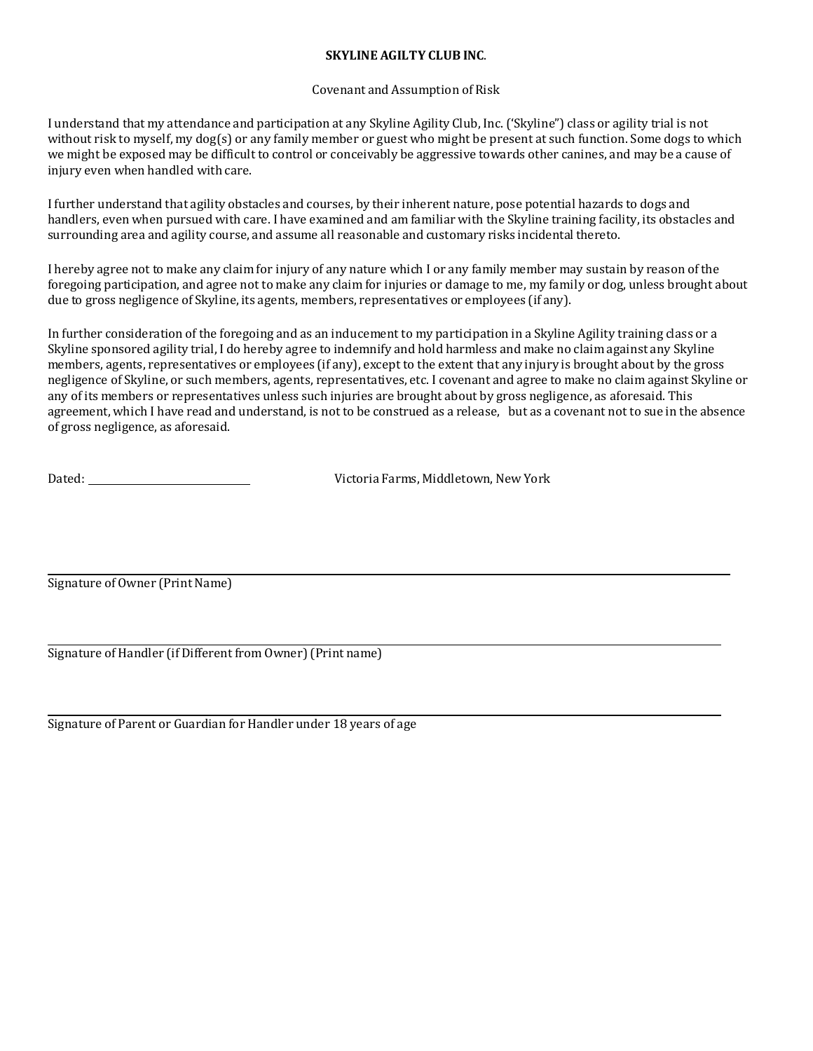**SKYLINE AGILTY CLUB INC**.

Covenant and Assumption of Risk

I understand that my attendance and participation at any Skyline Agility Club, Inc. ('Skyline") class or agility trial is not without risk to myself, my dog(s) or any family member or guest who might be present at such function. Some dogs to which we might be exposed may be difficult to control or conceivably be aggressive towards other canines, and may be a cause of injury even when handled with care.

I further understand that agility obstacles and courses, by their inherent nature, pose potential hazards to dogs and handlers, even when pursued with care. I have examined and am familiar with the Skyline training facility, its obstacles and surrounding area and agility course, and assume all reasonable and customary risks incidental thereto.

I hereby agree not to make any claim for injury of any nature which I or any family member may sustain by reason of the foregoing participation, and agree not to make any claim for injuries or damage to me, my family or dog, unless brought about due to gross negligence of Skyline, its agents, members, representatives or employees (if any).

In further consideration of the foregoing and as an inducement to my participation in a Skyline Agility training class or a Skyline sponsored agility trial, I do hereby agree to indemnify and hold harmless and make no claim against any Skyline members, agents, representatives or employees (if any), except to the extent that any injury is brought about by the gross negligence of Skyline, or such members, agents, representatives, etc. I covenant and agree to make no claim against Skyline or any of its members or representatives unless such injuries are brought about by gross negligence, as aforesaid. This agreement, which I have read and understand, is not to be construed as a release, but as a covenant not to sue in the absence of gross negligence, as aforesaid.

Dated: ______________________ Victoria Farms, Middletown, New York

______________________________________________

Signature of Owner (Print Name)

______________________________________________

Signature of Handler (if Different from Owner) (Print name)

______________________________________________

Signature of Parent or Guardian for Handler under 18 years of age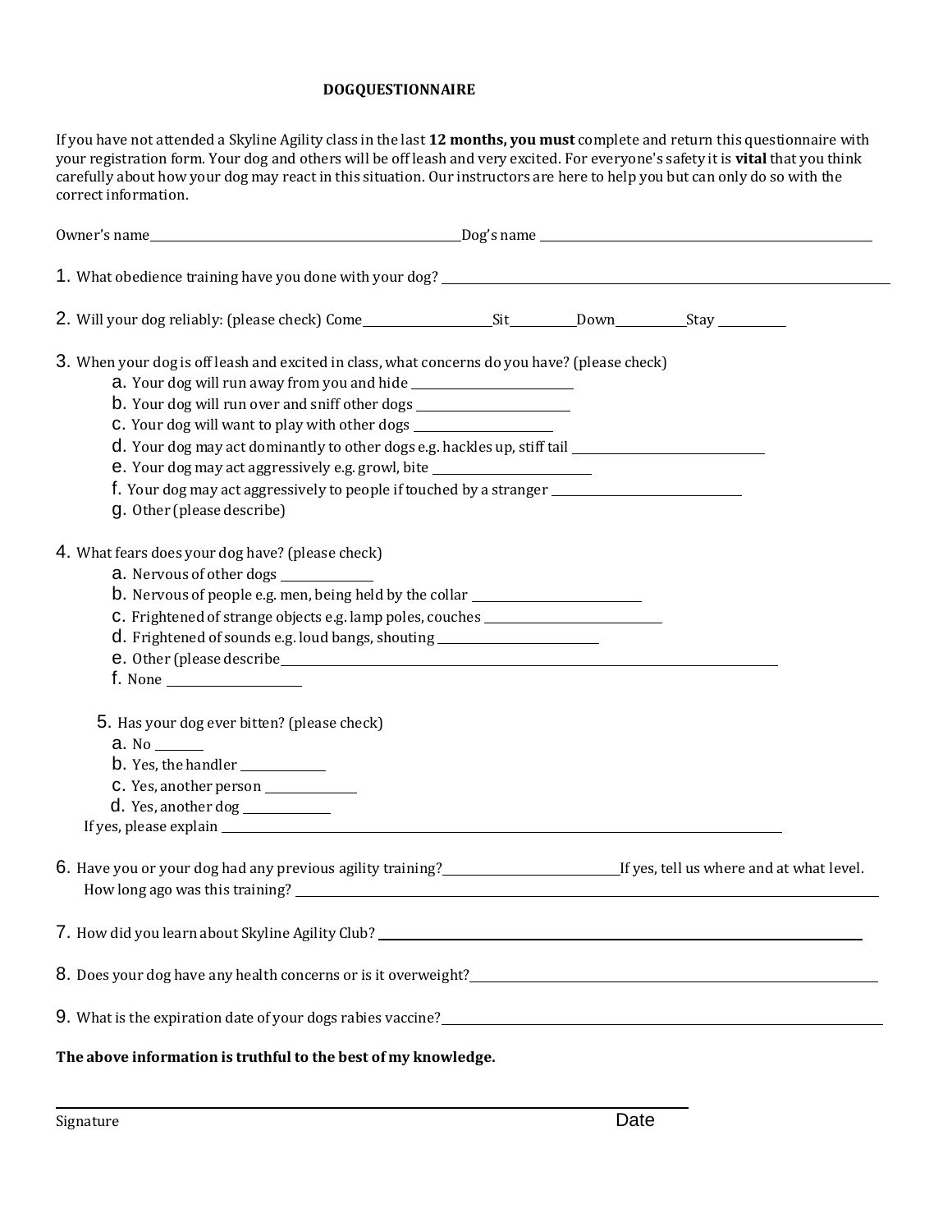# DOGQUESTIONNAIRE

If you have not attended a Skyline Agility class in the last **12 months, you must** complete and return this questionnaire with your registration form. Your dog and others will be off leash and very excited. For everyone's safety it is **vital** that you think carefully about how your dog may react in this situation. Our instructors are here to help you but can only do so with the correct information.

Owner's name\_\_\_\_\_\_\_\_\_\_\_\_\_\_\_\_\_\_\_\_\_\_\_\_\_\_\_\_\_\_ Dog's name \_\_\_\_\_\_\_\_\_\_\_\_\_\_\_\_\_\_\_\_\_\_\_\_\_\_\_\_\_\_

1. What obedience training have you done with your dog? \_\_\_\_\_\_\_\_\_\_\_\_\_\_\_\_\_\_\_\_\_\_\_\_\_\_\_\_\_\_

2. Will your dog reliably: (please check) Come\_\_\_\_\_\_\_\_\_\_ Sit\_\_\_\_\_\_\_\_ Down\_\_\_\_\_\_\_\_ Stay \_\_\_\_\_\_\_\_

3. When your dog is off leash and excited in class, what concerns do you have? (please check)
   - a. Your dog will run away from you and hide \_\_\_\_\_\_\_\_\_\_\_\_\_\_\_\_
   - b. Your dog will run over and sniff other dogs \_\_\_\_\_\_\_\_\_\_\_\_\_\_\_\_
   - c. Your dog will want to play with other dogs \_\_\_\_\_\_\_\_\_\_\_\_\_\_\_\_
   - d. Your dog may act dominantly to other dogs e.g. hackles up, stiff tail \_\_\_\_\_\_\_\_\_\_\_\_\_\_\_\_
   - e. Your dog may act aggressively e.g. growl, bite \_\_\_\_\_\_\_\_\_\_\_\_\_\_\_\_
   - f. Your dog may act aggressively to people if touched by a stranger \_\_\_\_\_\_\_\_\_\_\_\_\_\_\_\_
   - g. Other (please describe)

4. What fears does your dog have? (please check)
   - a. Nervous of other dogs \_\_\_\_\_\_\_\_
   - b. Nervous of people e.g. men, being held by the collar \_\_\_\_\_\_\_\_\_\_\_\_\_\_\_\_
   - c. Frightened of strange objects e.g. lamp poles, couches \_\_\_\_\_\_\_\_\_\_\_\_\_\_\_\_
   - d. Frightened of sounds e.g. loud bangs, shouting \_\_\_\_\_\_\_\_\_\_\_\_\_\_\_\_
   - e. Other (please describe\_\_\_\_\_\_\_\_\_\_\_\_\_\_\_\_\_\_\_\_\_\_\_\_\_\_\_\_\_\_
   - f. None \_\_\_\_\_\_\_\_\_\_

5. Has your dog ever bitten? (please check)
   - a. No \_\_\_\_
   - b. Yes, the handler \_\_\_\_\_\_\_\_
   - c. Yes, another person \_\_\_\_\_\_\_\_
   - d. Yes, another dog \_\_\_\_\_\_\_\_

   If yes, please explain \_\_\_\_\_\_\_\_\_\_\_\_\_\_\_\_\_\_\_\_\_\_\_\_\_\_\_\_\_\_

6. Have you or your dog had any previous agility training?\_\_\_\_\_\_\_\_\_\_\_\_\_\_\_\_ If yes, tell us where and at what level.
   How long ago was this training? \_\_\_\_\_\_\_\_\_\_\_\_\_\_\_\_\_\_\_\_\_\_\_\_\_\_\_\_\_\_

7. How did you learn about Skyline Agility Club? \_\_\_\_\_\_\_\_\_\_\_\_\_\_\_\_\_\_\_\_\_\_\_\_\_\_\_\_\_\_

8. Does your dog have any health concerns or is it overweight?\_\_\_\_\_\_\_\_\_\_\_\_\_\_\_\_\_\_\_\_\_\_\_\_\_\_\_\_\_\_

9. What is the expiration date of your dogs rabies vaccine?\_\_\_\_\_\_\_\_\_\_\_\_\_\_\_\_\_\_\_\_\_\_\_\_\_\_\_\_\_\_

**The above information is truthful to the best of my knowledge.**

\_\_\_\_\_\_\_\_\_\_\_\_\_\_\_\_\_\_\_\_\_\_\_\_\_\_\_\_\_\_\_\_\_\_\_\_\_\_\_\_

Signature Date